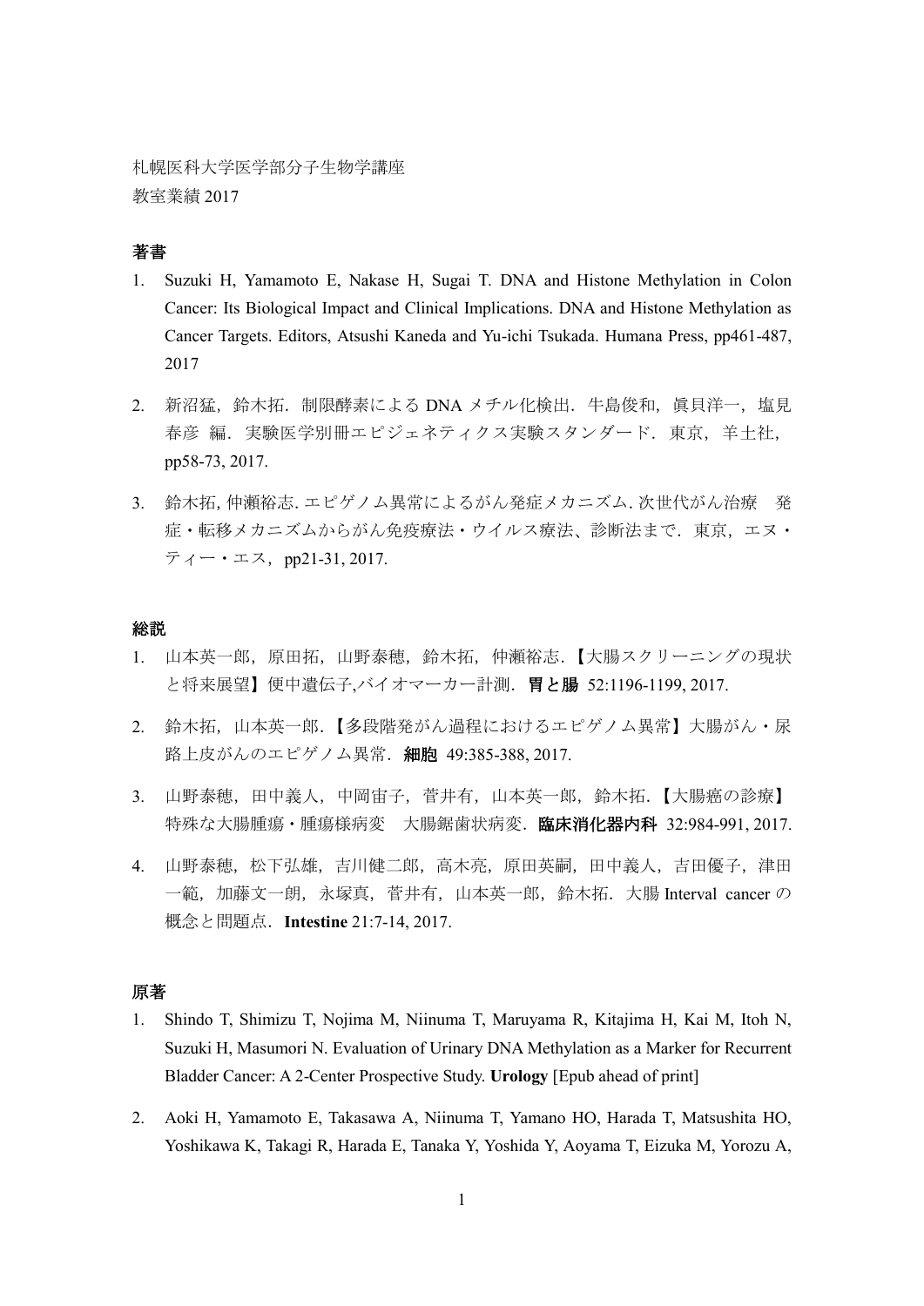札幌医科大学医学部分子生物学講座
教室業績 2017

## 著書

1. Suzuki H, Yamamoto E, Nakase H, Sugai T. DNA and Histone Methylation in Colon Cancer: Its Biological Impact and Clinical Implications. DNA and Histone Methylation as Cancer Targets. Editors, Atsushi Kaneda and Yu-ichi Tsukada. Humana Press, pp461-487, 2017

2. 新沼猛，鈴木拓．制限酵素による DNA メチル化検出．牛島俊和，眞貝洋一，塩見春彦 編．実験医学別冊エピジェネティクス実験スタンダード．東京，羊土社，pp58-73, 2017.

3. 鈴木拓, 仲瀬裕志. エピゲノム異常によるがん発症メカニズム. 次世代がん治療　発症・転移メカニズムからがん免疫療法・ウイルス療法、診断法まで．東京，エヌ・ティー・エス，pp21-31, 2017.

## 総説

1. 山本英一郎，原田拓，山野泰穂，鈴木拓，仲瀬裕志．【大腸スクリーニングの現状と将来展望】便中遺伝子,バイオマーカー計測．**胃と腸** 52:1196-1199, 2017.

2. 鈴木拓，山本英一郎．【多段階発がん過程におけるエピゲノム異常】大腸がん・尿路上皮がんのエピゲノム異常．**細胞** 49:385-388, 2017.

3. 山野泰穂，田中義人，中岡宙子，菅井有，山本英一郎，鈴木拓．【大腸癌の診療】特殊な大腸腫瘍・腫瘍様病変　大腸鋸歯状病変．**臨床消化器内科** 32:984-991, 2017.

4. 山野泰穂，松下弘雄，吉川健二郎，高木亮，原田英嗣，田中義人，吉田優子，津田一範，加藤文一朗，永塚真，菅井有，山本英一郎，鈴木拓．大腸 Interval cancer の概念と問題点．**Intestine** 21:7-14, 2017.

## 原著

1. Shindo T, Shimizu T, Nojima M, Niinuma T, Maruyama R, Kitajima H, Kai M, Itoh N, Suzuki H, Masumori N. Evaluation of Urinary DNA Methylation as a Marker for Recurrent Bladder Cancer: A 2-Center Prospective Study. **Urology** [Epub ahead of print]

2. Aoki H, Yamamoto E, Takasawa A, Niinuma T, Yamano HO, Harada T, Matsushita HO, Yoshikawa K, Takagi R, Harada E, Tanaka Y, Yoshida Y, Aoyama T, Eizuka M, Yorozu A,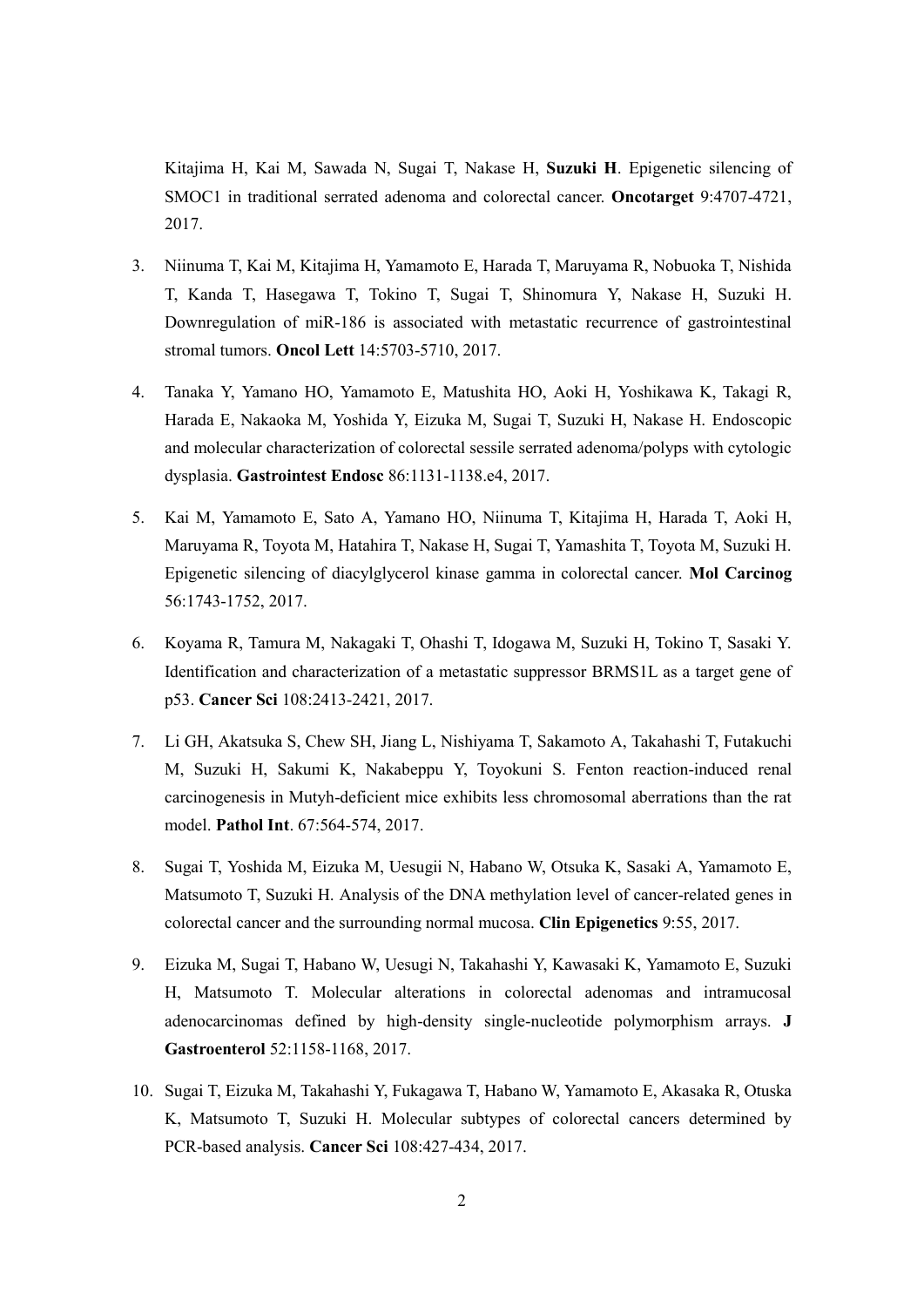Kitajima H, Kai M, Sawada N, Sugai T, Nakase H, **Suzuki H**. Epigenetic silencing of SMOC1 in traditional serrated adenoma and colorectal cancer. **Oncotarget** 9:4707-4721, 2017.

3. Niinuma T, Kai M, Kitajima H, Yamamoto E, Harada T, Maruyama R, Nobuoka T, Nishida T, Kanda T, Hasegawa T, Tokino T, Sugai T, Shinomura Y, Nakase H, Suzuki H. Downregulation of miR-186 is associated with metastatic recurrence of gastrointestinal stromal tumors. **Oncol Lett** 14:5703-5710, 2017.

4. Tanaka Y, Yamano HO, Yamamoto E, Matushita HO, Aoki H, Yoshikawa K, Takagi R, Harada E, Nakaoka M, Yoshida Y, Eizuka M, Sugai T, Suzuki H, Nakase H. Endoscopic and molecular characterization of colorectal sessile serrated adenoma/polyps with cytologic dysplasia. **Gastrointest Endosc** 86:1131-1138.e4, 2017.

5. Kai M, Yamamoto E, Sato A, Yamano HO, Niinuma T, Kitajima H, Harada T, Aoki H, Maruyama R, Toyota M, Hatahira T, Nakase H, Sugai T, Yamashita T, Toyota M, Suzuki H. Epigenetic silencing of diacylglycerol kinase gamma in colorectal cancer. **Mol Carcinog** 56:1743-1752, 2017.

6. Koyama R, Tamura M, Nakagaki T, Ohashi T, Idogawa M, Suzuki H, Tokino T, Sasaki Y. Identification and characterization of a metastatic suppressor BRMS1L as a target gene of p53. **Cancer Sci** 108:2413-2421, 2017.

7. Li GH, Akatsuka S, Chew SH, Jiang L, Nishiyama T, Sakamoto A, Takahashi T, Futakuchi M, Suzuki H, Sakumi K, Nakabeppu Y, Toyokuni S. Fenton reaction-induced renal carcinogenesis in Mutyh-deficient mice exhibits less chromosomal aberrations than the rat model. **Pathol Int**. 67:564-574, 2017.

8. Sugai T, Yoshida M, Eizuka M, Uesugii N, Habano W, Otsuka K, Sasaki A, Yamamoto E, Matsumoto T, Suzuki H. Analysis of the DNA methylation level of cancer-related genes in colorectal cancer and the surrounding normal mucosa. **Clin Epigenetics** 9:55, 2017.

9. Eizuka M, Sugai T, Habano W, Uesugi N, Takahashi Y, Kawasaki K, Yamamoto E, Suzuki H, Matsumoto T. Molecular alterations in colorectal adenomas and intramucosal adenocarcinomas defined by high-density single-nucleotide polymorphism arrays. **J Gastroenterol** 52:1158-1168, 2017.

10. Sugai T, Eizuka M, Takahashi Y, Fukagawa T, Habano W, Yamamoto E, Akasaka R, Otuska K, Matsumoto T, Suzuki H. Molecular subtypes of colorectal cancers determined by PCR-based analysis. **Cancer Sci** 108:427-434, 2017.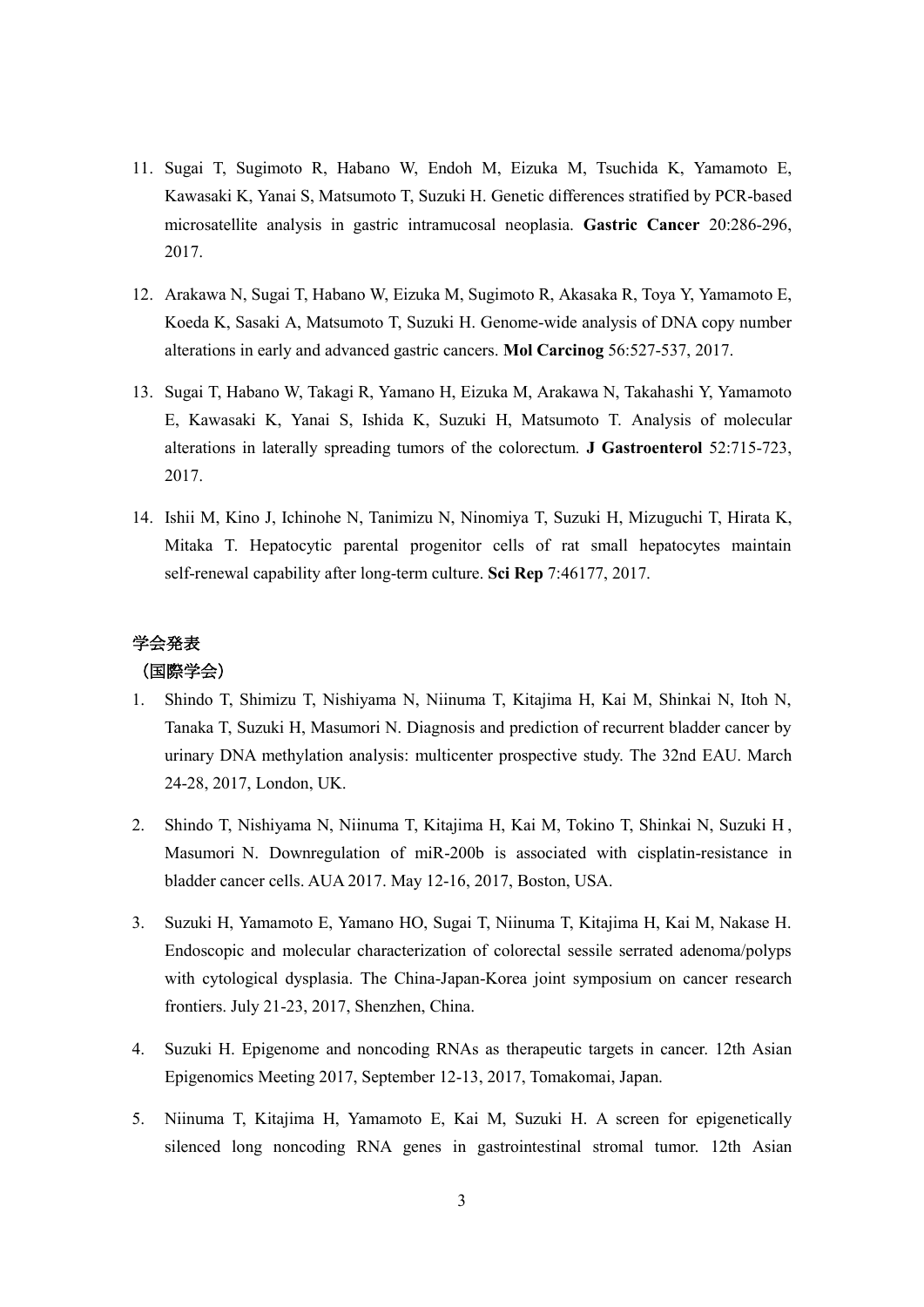11. Sugai T, Sugimoto R, Habano W, Endoh M, Eizuka M, Tsuchida K, Yamamoto E, Kawasaki K, Yanai S, Matsumoto T, Suzuki H. Genetic differences stratified by PCR-based microsatellite analysis in gastric intramucosal neoplasia. **Gastric Cancer** 20:286-296, 2017.

12. Arakawa N, Sugai T, Habano W, Eizuka M, Sugimoto R, Akasaka R, Toya Y, Yamamoto E, Koeda K, Sasaki A, Matsumoto T, Suzuki H. Genome-wide analysis of DNA copy number alterations in early and advanced gastric cancers. **Mol Carcinog** 56:527-537, 2017.

13. Sugai T, Habano W, Takagi R, Yamano H, Eizuka M, Arakawa N, Takahashi Y, Yamamoto E, Kawasaki K, Yanai S, Ishida K, Suzuki H, Matsumoto T. Analysis of molecular alterations in laterally spreading tumors of the colorectum. **J Gastroenterol** 52:715-723, 2017.

14. Ishii M, Kino J, Ichinohe N, Tanimizu N, Ninomiya T, Suzuki H, Mizuguchi T, Hirata K, Mitaka T. Hepatocytic parental progenitor cells of rat small hepatocytes maintain self-renewal capability after long-term culture. **Sci Rep** 7:46177, 2017.

## 学会発表

### （国際学会）

1. Shindo T, Shimizu T, Nishiyama N, Niinuma T, Kitajima H, Kai M, Shinkai N, Itoh N, Tanaka T, Suzuki H, Masumori N. Diagnosis and prediction of recurrent bladder cancer by urinary DNA methylation analysis: multicenter prospective study. The 32nd EAU. March 24-28, 2017, London, UK.

2. Shindo T, Nishiyama N, Niinuma T, Kitajima H, Kai M, Tokino T, Shinkai N, Suzuki H , Masumori N. Downregulation of miR-200b is associated with cisplatin-resistance in bladder cancer cells. AUA 2017. May 12-16, 2017, Boston, USA.

3. Suzuki H, Yamamoto E, Yamano HO, Sugai T, Niinuma T, Kitajima H, Kai M, Nakase H. Endoscopic and molecular characterization of colorectal sessile serrated adenoma/polyps with cytological dysplasia. The China-Japan-Korea joint symposium on cancer research frontiers. July 21-23, 2017, Shenzhen, China.

4. Suzuki H. Epigenome and noncoding RNAs as therapeutic targets in cancer. 12th Asian Epigenomics Meeting 2017, September 12-13, 2017, Tomakomai, Japan.

5. Niinuma T, Kitajima H, Yamamoto E, Kai M, Suzuki H. A screen for epigenetically silenced long noncoding RNA genes in gastrointestinal stromal tumor. 12th Asian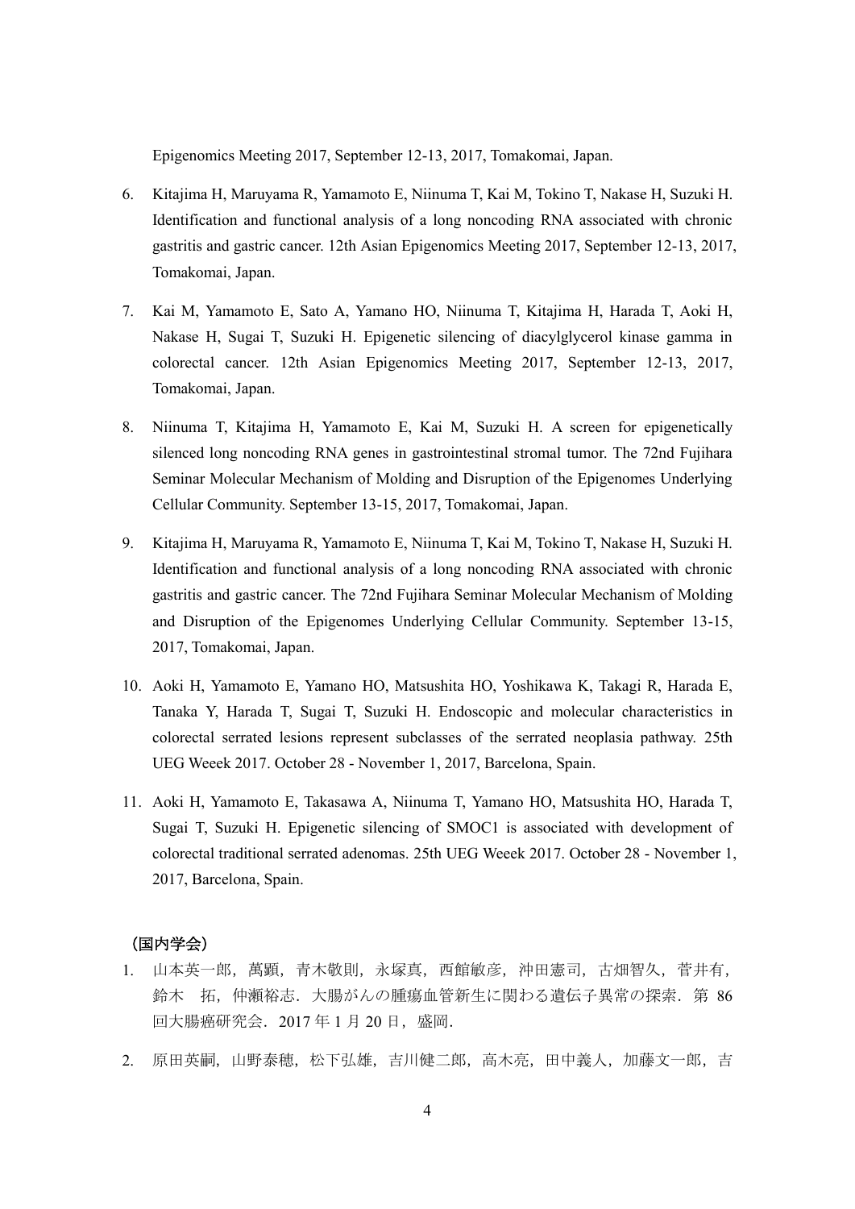Epigenomics Meeting 2017, September 12-13, 2017, Tomakomai, Japan.

6. Kitajima H, Maruyama R, Yamamoto E, Niinuma T, Kai M, Tokino T, Nakase H, Suzuki H. Identification and functional analysis of a long noncoding RNA associated with chronic gastritis and gastric cancer. 12th Asian Epigenomics Meeting 2017, September 12-13, 2017, Tomakomai, Japan.

7. Kai M, Yamamoto E, Sato A, Yamano HO, Niinuma T, Kitajima H, Harada T, Aoki H, Nakase H, Sugai T, Suzuki H. Epigenetic silencing of diacylglycerol kinase gamma in colorectal cancer. 12th Asian Epigenomics Meeting 2017, September 12-13, 2017, Tomakomai, Japan.

8. Niinuma T, Kitajima H, Yamamoto E, Kai M, Suzuki H. A screen for epigenetically silenced long noncoding RNA genes in gastrointestinal stromal tumor. The 72nd Fujihara Seminar Molecular Mechanism of Molding and Disruption of the Epigenomes Underlying Cellular Community. September 13-15, 2017, Tomakomai, Japan.

9. Kitajima H, Maruyama R, Yamamoto E, Niinuma T, Kai M, Tokino T, Nakase H, Suzuki H. Identification and functional analysis of a long noncoding RNA associated with chronic gastritis and gastric cancer. The 72nd Fujihara Seminar Molecular Mechanism of Molding and Disruption of the Epigenomes Underlying Cellular Community. September 13-15, 2017, Tomakomai, Japan.

10. Aoki H, Yamamoto E, Yamano HO, Matsushita HO, Yoshikawa K, Takagi R, Harada E, Tanaka Y, Harada T, Sugai T, Suzuki H. Endoscopic and molecular characteristics in colorectal serrated lesions represent subclasses of the serrated neoplasia pathway. 25th UEG Weeek 2017. October 28 - November 1, 2017, Barcelona, Spain.

11. Aoki H, Yamamoto E, Takasawa A, Niinuma T, Yamano HO, Matsushita HO, Harada T, Sugai T, Suzuki H. Epigenetic silencing of SMOC1 is associated with development of colorectal traditional serrated adenomas. 25th UEG Weeek 2017. October 28 - November 1, 2017, Barcelona, Spain.

**（国内学会）**

1. 山本英一郎，萬顕，青木敬則，永塚真，西館敏彦，沖田憲司，古畑智久，菅井有，鈴木　拓，仲瀬裕志．大腸がんの腫瘍血管新生に関わる遺伝子異常の探索．第 86 回大腸癌研究会．2017 年 1 月 20 日，盛岡．

2. 原田英嗣，山野泰穂，松下弘雄，吉川健二郎，高木亮，田中義人，加藤文一郎，吉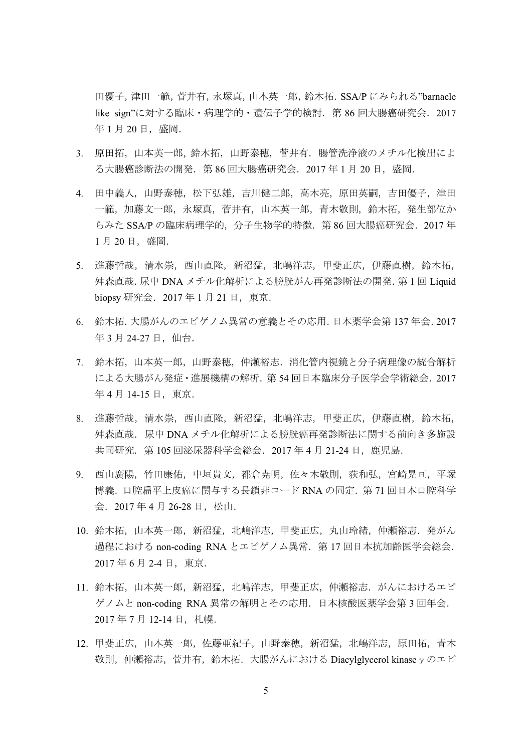田優子, 津田一範, 菅井有, 永塚真, 山本英一郎, 鈴木拓. SSA/P にみられる”barnacle like sign”に対する臨床・病理学的・遺伝子学的検討．第 86 回大腸癌研究会．2017 年 1 月 20 日，盛岡.

3. 原田拓，山本英一郎, 鈴木拓，山野泰穂，菅井有．腸管洗浄液のメチル化検出による大腸癌診断法の開発．第 86 回大腸癌研究会．2017 年 1 月 20 日，盛岡.

4. 田中義人，山野泰穂，松下弘雄，吉川健二郎，高木亮，原田英嗣，吉田優子，津田一範，加藤文一郎，永塚真，菅井有，山本英一郎，青木敬則，鈴木拓，発生部位からみた SSA/P の臨床病理学的，分子生物学的特徴．第 86 回大腸癌研究会．2017 年 1 月 20 日，盛岡.

5. 進藤哲哉，清水崇，西山直隆，新沼猛，北嶋洋志，甲斐正広，伊藤直樹，鈴木拓，舛森直哉. 尿中 DNA メチル化解析による膀胱がん再発診断法の開発. 第 1 回 Liquid biopsy 研究会．2017 年 1 月 21 日，東京.

6. 鈴木拓. 大腸がんのエピゲノム異常の意義とその応用. 日本薬学会第 137 年会. 2017 年 3 月 24-27 日，仙台.

7. 鈴木拓，山本英一郎，山野泰穂，仲瀬裕志．消化管内視鏡と分子病理像の統合解析による大腸がん発症・進展機構の解析．第 54 回日本臨床分子医学会学術総会．2017 年 4 月 14-15 日，東京.

8. 進藤哲哉，清水崇，西山直隆，新沼猛，北嶋洋志，甲斐正広，伊藤直樹，鈴木拓，舛森直哉．尿中 DNA メチル化解析による膀胱癌再発診断法に関する前向き多施設共同研究．第 105 回泌尿器科学会総会．2017 年 4 月 21-24 日，鹿児島.

9. 西山廣陽，竹田康佑，中垣貴文，都倉尭明，佐々木敬則，荻和弘，宮崎晃亘，平塚博義．口腔扁平上皮癌に関与する長鎖非コード RNA の同定．第 71 回日本口腔科学会．2017 年 4 月 26-28 日，松山.

10. 鈴木拓，山本英一郎，新沼猛，北嶋洋志，甲斐正広，丸山玲緒，仲瀬裕志．発がん過程における non-coding RNA とエピゲノム異常．第 17 回日本抗加齢医学会総会．2017 年 6 月 2-4 日，東京.

11. 鈴木拓，山本英一郎，新沼猛，北嶋洋志，甲斐正広，仲瀬裕志．がんにおけるエピゲノムと non-coding RNA 異常の解明とその応用．日本核酸医薬学会第 3 回年会．2017 年 7 月 12-14 日，札幌.

12. 甲斐正広，山本英一郎，佐藤亜紀子，山野泰穂，新沼猛，北嶋洋志，原田拓，青木敬則，仲瀬裕志，菅井有，鈴木拓．大腸がんにおける Diacylglycerol kinase $\gamma$ のエピ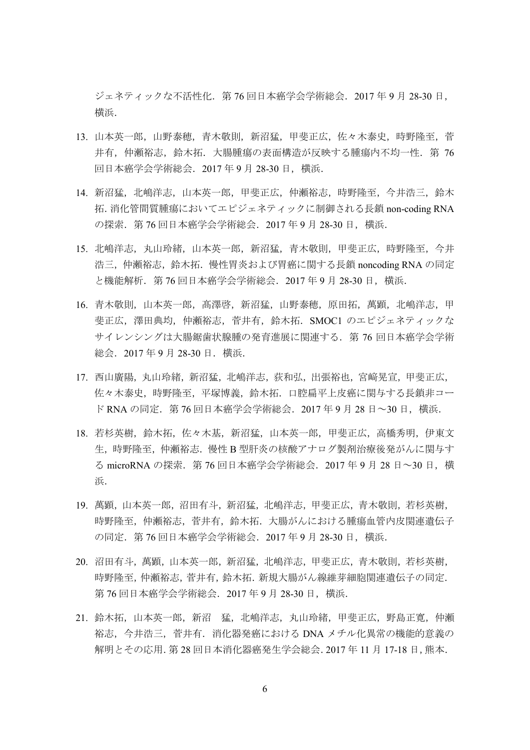ジェネティックな不活性化．第 76 回日本癌学会学術総会．2017 年 9 月 28-30 日，横浜.

13. 山本英一郎，山野泰穂，青木敬則，新沼猛，甲斐正広，佐々木泰史，時野隆至，菅井有，仲瀬裕志，鈴木拓．大腸腫瘍の表面構造が反映する腫瘍内不均一性．第 76 回日本癌学会学術総会．2017 年 9 月 28-30 日，横浜.

14. 新沼猛，北嶋洋志，山本英一郎，甲斐正広，仲瀬裕志，時野隆至，今井浩三，鈴木拓. 消化管間質腫瘍においてエピジェネティックに制御される長鎖 non-coding RNA の探索．第 76 回日本癌学会学術総会．2017 年 9 月 28-30 日，横浜.

15. 北嶋洋志，丸山玲緒，山本英一郎，新沼猛，青木敬則，甲斐正広，時野隆至，今井浩三，仲瀬裕志，鈴木拓．慢性胃炎および胃癌に関する長鎖 noncoding RNA の同定と機能解析．第 76 回日本癌学会学術総会．2017 年 9 月 28-30 日，横浜.

16. 青木敬則，山本英一郎，髙澤啓，新沼猛，山野泰穂，原田拓，萬顕，北嶋洋志，甲斐正広，澤田典均，仲瀬裕志，菅井有，鈴木拓．SMOC1 のエピジェネティックなサイレンシングは大腸鋸歯状腺腫の発育進展に関連する．第 76 回日本癌学会学術総会．2017 年 9 月 28-30 日．横浜.

17. 西山廣陽，丸山玲緒，新沼猛，北嶋洋志，荻和弘，出張裕也，宮﨑晃亘，甲斐正広，佐々木泰史，時野隆至，平塚博義，鈴木拓．口腔扁平上皮癌に関与する長鎖非コード RNA の同定．第 76 回日本癌学会学術総会．2017 年 9 月 28 日〜30 日，横浜.

18. 若杉英樹，鈴木拓，佐々木基，新沼猛，山本英一郎，甲斐正広，高橋秀明，伊東文生，時野隆至，仲瀬裕志．慢性 B 型肝炎の核酸アナログ製剤治療後発がんに関与する microRNA の探索．第 76 回日本癌学会学術総会．2017 年 9 月 28 日〜30 日，横浜.

19. 萬顕，山本英一郎，沼田有斗，新沼猛，北嶋洋志，甲斐正広，青木敬則，若杉英樹，時野隆至，仲瀬裕志，菅井有，鈴木拓．大腸がんにおける腫瘍血管内皮関連遺伝子の同定．第 76 回日本癌学会学術総会．2017 年 9 月 28-30 日，横浜.

20. 沼田有斗，萬顕，山本英一郎，新沼猛，北嶋洋志，甲斐正広，青木敬則，若杉英樹，時野隆至, 仲瀬裕志, 菅井有, 鈴木拓. 新規大腸がん線維芽細胞関連遺伝子の同定．第 76 回日本癌学会学術総会．2017 年 9 月 28-30 日，横浜.

21. 鈴木拓，山本英一郎，新沼　猛，北嶋洋志，丸山玲緒，甲斐正広，野島正寛，仲瀬裕志，今井浩三，菅井有．消化器発癌における DNA メチル化異常の機能的意義の解明とその応用. 第 28 回日本消化器癌発生学会総会. 2017 年 11 月 17-18 日, 熊本.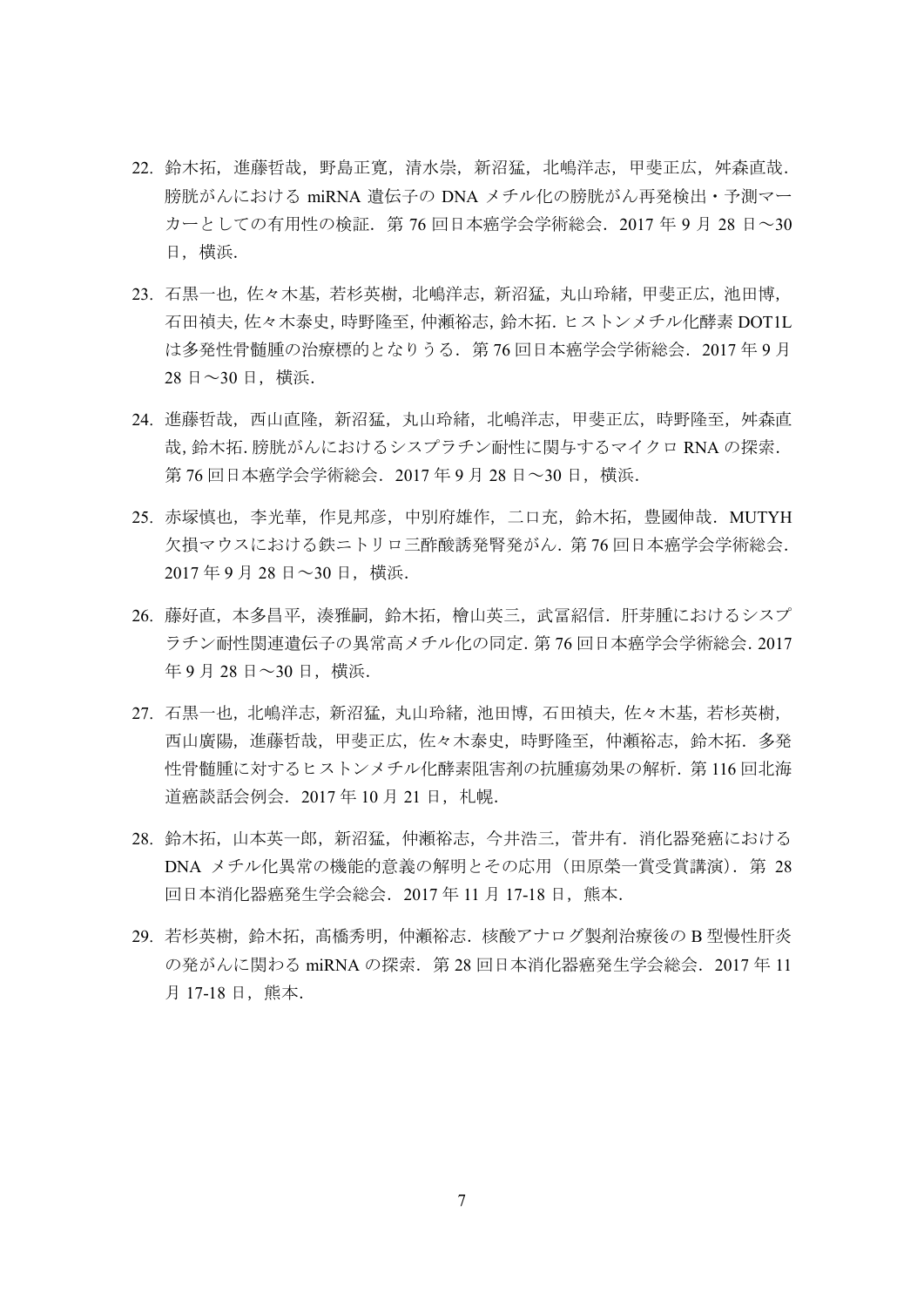22. 鈴木拓，進藤哲哉，野島正寛，清水崇，新沼猛，北嶋洋志，甲斐正広，舛森直哉．膀胱がんにおける miRNA 遺伝子の DNA メチル化の膀胱がん再発検出・予測マーカーとしての有用性の検証．第 76 回日本癌学会学術総会．2017 年 9 月 28 日～30 日，横浜.

23. 石黒一也，佐々木基，若杉英樹，北嶋洋志，新沼猛，丸山玲緒，甲斐正広，池田博，石田禎夫，佐々木泰史，時野隆至，仲瀬裕志，鈴木拓．ヒストンメチル化酵素 DOT1L は多発性骨髄腫の治療標的となりうる．第 76 回日本癌学会学術総会．2017 年 9 月 28 日～30 日，横浜.

24. 進藤哲哉，西山直隆，新沼猛，丸山玲緒，北嶋洋志，甲斐正広，時野隆至，舛森直哉，鈴木拓．膀胱がんにおけるシスプラチン耐性に関与するマイクロ RNA の探索．第 76 回日本癌学会学術総会．2017 年 9 月 28 日～30 日，横浜.

25. 赤塚慎也，李光華，作見邦彦，中別府雄作，二口充，鈴木拓，豊國伸哉．MUTYH 欠損マウスにおける鉄ニトリロ三酢酸誘発腎発がん．第 76 回日本癌学会学術総会．2017 年 9 月 28 日～30 日，横浜.

26. 藤好直，本多昌平，湊雅嗣，鈴木拓，檜山英三，武冨紹信．肝芽腫におけるシスプラチン耐性関連遺伝子の異常高メチル化の同定．第 76 回日本癌学会学術総会．2017 年 9 月 28 日～30 日，横浜.

27. 石黒一也，北嶋洋志，新沼猛，丸山玲緒，池田博，石田禎夫，佐々木基，若杉英樹，西山廣陽，進藤哲哉，甲斐正広，佐々木泰史，時野隆至，仲瀬裕志，鈴木拓．多発性骨髄腫に対するヒストンメチル化酵素阻害剤の抗腫瘍効果の解析．第 116 回北海道癌談話会例会．2017 年 10 月 21 日，札幌.

28. 鈴木拓，山本英一郎，新沼猛，仲瀬裕志，今井浩三，萱井有．消化器発癌における DNA メチル化異常の機能的意義の解明とその応用（田原榮一賞受賞講演）．第 28 回日本消化器癌発生学会総会．2017 年 11 月 17-18 日，熊本.

29. 若杉英樹，鈴木拓，髙橋秀明，仲瀬裕志．核酸アナログ製剤治療後の B 型慢性肝炎の発がんに関わる miRNA の探索．第 28 回日本消化器癌発生学会総会．2017 年 11 月 17-18 日，熊本.